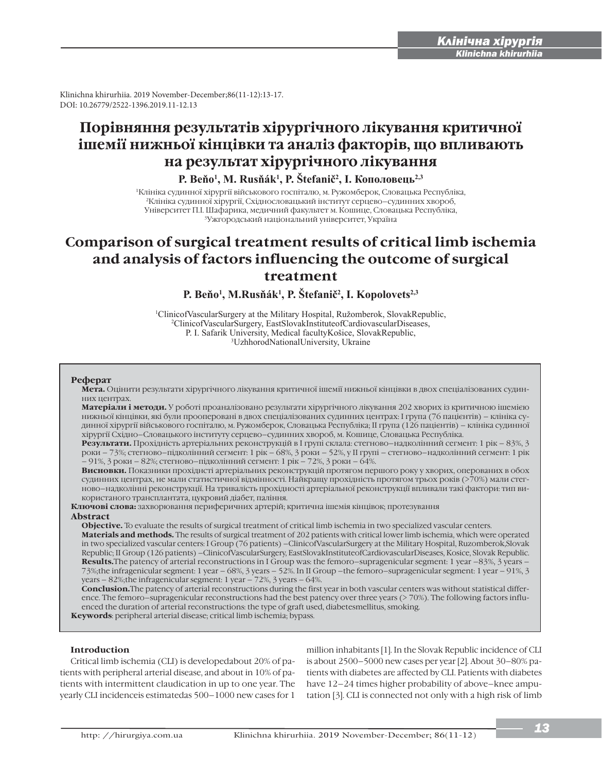Klinichna khirurhiia. 2019 November-December;86(11-12):13-17.
DOI: 10.26779/2522-1396.2019.11-12.13

# Порівняння результатів хірургічного лікування критичної ішемії нижньої кінцівки та аналіз факторів, що впливають на результат хірургічного лікування

**P. Beňo[1], M. Rusňák[1], P. Štefanič[2], I. Кополовець[2,3]**

[1]Клініка судинної хірургії військового госпіталю, м. Ружомберок, Словацька Республіка,
[2]Клініка судинної хірургії, Східнословацький інститут серцево–судинних хвороб, Університет П.І. Шафарика, медичний факультет м. Кошице, Словацька Республіка,
[3]Ужгородський національний університет, Україна

# Comparison of surgical treatment results of critical limb ischemia and analysis of factors influencing the outcome of surgical treatment

**P. Beňo[1], M.Rusňák[1], P. Štefanič[2], I. Kopolovets[2,3]**

[1]ClinicofVascularSurgery at the Military Hospital, Ružomberok, SlovakRepublic,
[2]ClinicofVascularSurgery, EastSlovakInstituteofCardiovascularDiseases, P. I. Safarik University, Medical facultyKošice, SlovakRepublic,
[3]UzhhorodNationalUniversity, Ukraine

**Реферат**

**Мета.** Оцінити результати хірургічного лікування критичної ішемії нижньої кінцівки в двох спеціалізованих судинних центрах.

**Матеріали і методи.** У роботі проаналізовано результати хірургічного лікування 202 хворих із критичною ішемією нижньої кінцівки, які були прооперовані в двох спеціалізованих судинних центрах: I група (76 пацієнтів) – клініка судинної хірургії військового госпіталю, м. Ружомберок, Словацька Республіка; II група (126 пацієнтів) – клініка судинної хірургії Східно–Словацького інституту серцево–судинних хвороб, м. Кошице, Словацька Республіка.

**Результати.** Прохідність артеріальних реконструкцій в I групі склала: стегново–надколінний сегмент: 1 рік – 83%, 3 роки – 73%; стегново–підколінний сегмент: 1 рік – 68%, 3 роки – 52%, у II групі – стегново–надколінний сегмент: 1 рік – 91%, 3 роки – 82%; стегново–підколінний сегмент: 1 рік – 72%, 3 роки – 64%.

**Висновки.** Показники прохідності артеріальних реконструкцій протягом першого року у хворих, оперованих в обох судинних центрах, не мали статистичної відмінності. Найкращу прохідність протягом трьох років (>70%) мали стегново–надколінні реконструкції. На тривалість прохідності артеріальної реконструкції впливали такі фактори: тип використаного трансплантата, цукровий діабет, паління.

**Ключові слова:** захворювання периферичних артерій; критична ішемія кінцівок; протезування

**Abstract**

**Objective.** To evaluate the results of surgical treatment of critical limb ischemia in two specialized vascular centers.

**Materials and methods.** The results of surgical treatment of 202 patients with critical lower limb ischemia, which were operated in two specialized vascular centers: I Group (76 patients) –ClinicofVascularSurgery at the Military Hospital, Ruzomberok,Slovak Republic; II Group (126 patients) –ClinicofVascularSurgery, EastSlovakInstituteofCardiovascularDiseases, Kosice, Slovak Republic.

**Results.**The patency of arterial reconstructions in I Group was: the femoro–supragenicular segment: 1 year –83%, 3 years – 73%;the infragenicular segment: 1 year – 68%, 3 years – 52%. In II Group –the femoro–supragenicular segment: 1 year – 91%, 3 years – 82%;the infragenicular segment: 1 year – 72%, 3 years – 64%.

**Conclusion.**The patency of arterial reconstructions during the first year in both vascular centers was without statistical difference. The femoro–supragenicular reconstructions had the best patency over three years (> 70%). The following factors influenced the duration of arterial reconstructions: the type of graft used, diabetesmellitus, smoking.

**Keywords**: peripheral arterial disease; critical limb ischemia; bypass.

## Introduction

Critical limb ischemia (CLI) is developedabout 20% of patients with peripheral arterial disease, and about in 10% of patients with intermittent claudication in up to one year. The yearly CLI incidenceis estimatedas 500–1000 new cases for 1 million inhabitants [1]. In the Slovak Republic incidence of CLI is about 2500–5000 new cases per year [2]. About 30–80% patients with diabetes are affected by CLI. Patients with diabetes have 12–24 times higher probability of above–knee amputation [3]. CLI is connected not only with a high risk of limb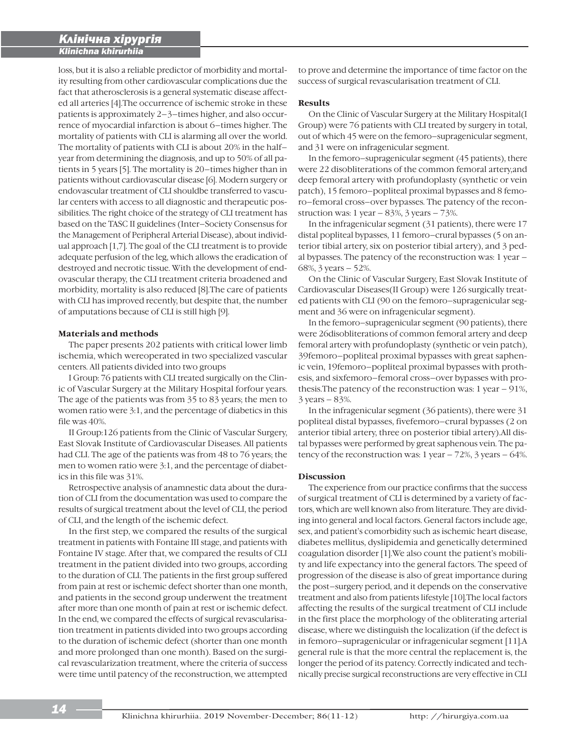loss, but it is also a reliable predictor of morbidity and mortality resulting from other cardiovascular complications due the fact that atherosclerosis is a general systematic disease affected all arteries [4].The occurrence of ischemic stroke in these patients is approximately 2–3–times higher, and also occurrence of myocardial infarction is about 6–times higher. The mortality of patients with CLI is alarming all over the world. The mortality of patients with CLI is about 20% in the half–year from determining the diagnosis, and up to 50% of all patients in 5 years [5]. The mortality is 20–times higher than in patients without cardiovascular disease [6]. Modern surgery or endovascular treatment of CLI shouldbe transferred to vascular centers with access to all diagnostic and therapeutic possibilities. The right choice of the strategy of CLI treatment has based on the TASC II guidelines (Inter–Society Consensus for the Management of Peripheral Arterial Disease), about individual approach [1,7]. The goal of the CLI treatment is to provide adequate perfusion of the leg, which allows the eradication of destroyed and necrotic tissue. With the development of endovascular therapy, the CLI treatment criteria broadened and morbidity, mortality is also reduced [8].The care of patients with CLI has improved recently, but despite that, the number of amputations because of CLI is still high [9].

## Materials and methods

The paper presents 202 patients with critical lower limb ischemia, which wereoperated in two specialized vascular centers. All patients divided into two groups

I Group: 76 patients with CLI treated surgically on the Clinic of Vascular Surgery at the Military Hospital forfour years. The age of the patients was from 35 to 83 years; the men to women ratio were 3:1, and the percentage of diabetics in this file was 40%.

II Group:126 patients from the Clinic of Vascular Surgery, East Slovak Institute of Cardiovascular Diseases. All patients had CLI. The age of the patients was from 48 to 76 years; the men to women ratio were 3:1, and the percentage of diabetics in this file was 31%.

Retrospective analysis of anamnestic data about the duration of CLI from the documentation was used to compare the results of surgical treatment about the level of CLI, the period of CLI, and the length of the ischemic defect.

In the first step, we compared the results of the surgical treatment in patients with Fontaine III stage, and patients with Fontaine IV stage. After that, we compared the results of CLI treatment in the patient divided into two groups, according to the duration of CLI. The patients in the first group suffered from pain at rest or ischemic defect shorter than one month, and patients in the second group underwent the treatment after more than one month of pain at rest or ischemic defect. In the end, we compared the effects of surgical revascularisation treatment in patients divided into two groups according to the duration of ischemic defect (shorter than one month and more prolonged than one month). Based on the surgical revascularization treatment, where the criteria of success were time until patency of the reconstruction, we attempted to prove and determine the importance of time factor on the success of surgical revascularisation treatment of CLI.

## Results

On the Clinic of Vascular Surgery at the Military Hospital(I Group) were 76 patients with CLI treated by surgery in total, out of which 45 were on the femoro–supragenicular segment, and 31 were on infragenicular segment.

In the femoro–supragenicular segment (45 patients), there were 22 disobliterations of the common femoral artery,and deep femoral artery with profundoplasty (synthetic or vein patch), 15 femoro–popliteal proximal bypasses and 8 femoro–femoral cross–over bypasses. The patency of the reconstruction was: 1 year – 83%, 3 years – 73%.

In the infragenicular segment (31 patients), there were 17 distal popliteal bypasses, 11 femoro–crural bypasses (5 on anterior tibial artery, six on posterior tibial artery), and 3 pedal bypasses. The patency of the reconstruction was: 1 year – 68%, 3 years – 52%.

On the Clinic of Vascular Surgery, East Slovak Institute of Cardiovascular Diseases(II Group) were 126 surgically treated patients with CLI (90 on the femoro–supragenicular segment and 36 were on infragenicular segment).

In the femoro–supragenicular segment (90 patients), there were 26disobliterations of common femoral artery and deep femoral artery with profundoplasty (synthetic or vein patch), 39femoro–popliteal proximal bypasses with great saphenic vein, 19femoro–popliteal proximal bypasses with prothesis, and sixfemoro–femoral cross–over bypasses with prothesis.The patency of the reconstruction was: 1 year – 91%, 3 years – 83%.

In the infragenicular segment (36 patients), there were 31 popliteal distal bypasses, fivefemoro–crural bypasses (2 on anterior tibial artery, three on posterior tibial artery).All distal bypasses were performed by great saphenous vein. The patency of the reconstruction was: 1 year – 72%, 3 years – 64%.

## Discussion

The experience from our practice confirms that the success of surgical treatment of CLI is determined by a variety of factors, which are well known also from literature. They are dividing into general and local factors. General factors include age, sex, and patient's comorbidity such as ischemic heart disease, diabetes mellitus, dyslipidemia and genetically determined coagulation disorder [1].We also count the patient's mobility and life expectancy into the general factors. The speed of progression of the disease is also of great importance during the post–surgery period, and it depends on the conservative treatment and also from patients lifestyle [10].The local factors affecting the results of the surgical treatment of CLI include in the first place the morphology of the obliterating arterial disease, where we distinguish the localization (if the defect is in femoro–supragenicular or infragenicular segment [11].A general rule is that the more central the replacement is, the longer the period of its patency. Correctly indicated and technically precise surgical reconstructions are very effective in CLI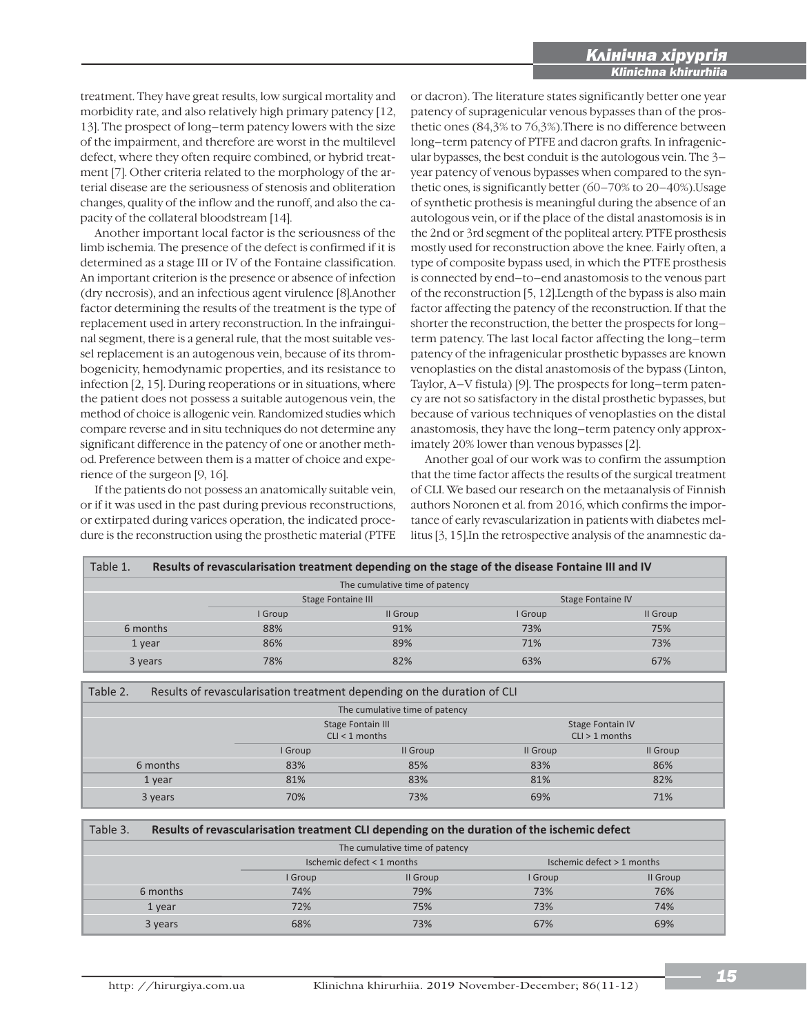treatment. They have great results, low surgical mortality and morbidity rate, and also relatively high primary patency [12, 13]. The prospect of long–term patency lowers with the size of the impairment, and therefore are worst in the multilevel defect, where they often require combined, or hybrid treatment [7]. Other criteria related to the morphology of the arterial disease are the seriousness of stenosis and obliteration changes, quality of the inflow and the runoff, and also the capacity of the collateral bloodstream [14].

Another important local factor is the seriousness of the limb ischemia. The presence of the defect is confirmed if it is determined as a stage III or IV of the Fontaine classification. An important criterion is the presence or absence of infection (dry necrosis), and an infectious agent virulence [8].Another factor determining the results of the treatment is the type of replacement used in artery reconstruction. In the infrainguinal segment, there is a general rule, that the most suitable vessel replacement is an autogenous vein, because of its thrombogenicity, hemodynamic properties, and its resistance to infection [2, 15]. During reoperations or in situations, where the patient does not possess a suitable autogenous vein, the method of choice is allogenic vein. Randomized studies which compare reverse and in situ techniques do not determine any significant difference in the patency of one or another method. Preference between them is a matter of choice and experience of the surgeon [9, 16].

If the patients do not possess an anatomically suitable vein, or if it was used in the past during previous reconstructions, or extirpated during varices operation, the indicated procedure is the reconstruction using the prosthetic material (PTFE or dacron). The literature states significantly better one year patency of supragenicular venous bypasses than of the prosthetic ones (84,3% to 76,3%).There is no difference between long–term patency of PTFE and dacron grafts. In infragenicular bypasses, the best conduit is the autologous vein. The 3–year patency of venous bypasses when compared to the synthetic ones, is significantly better (60–70% to 20–40%).Usage of synthetic prothesis is meaningful during the absence of an autologous vein, or if the place of the distal anastomosis is in the 2nd or 3rd segment of the popliteal artery. PTFE prosthesis mostly used for reconstruction above the knee. Fairly often, a type of composite bypass used, in which the PTFE prosthesis is connected by end–to–end anastomosis to the venous part of the reconstruction [5, 12].Length of the bypass is also main factor affecting the patency of the reconstruction. If that the shorter the reconstruction, the better the prospects for long–term patency. The last local factor affecting the long–term patency of the infragenicular prosthetic bypasses are known venoplasties on the distal anastomosis of the bypass (Linton, Taylor, A–V fistula) [9]. The prospects for long–term patency are not so satisfactory in the distal prosthetic bypasses, but because of various techniques of venoplasties on the distal anastomosis, they have the long–term patency only approximately 20% lower than venous bypasses [2].

Another goal of our work was to confirm the assumption that the time factor affects the results of the surgical treatment of CLI. We based our research on the metaanalysis of Finnish authors Noronen et al. from 2016, which confirms the importance of early revascularization in patients with diabetes mellitus [3, 15].In the retrospective analysis of the anamnestic da-

**Table 1. Results of revascularisation treatment depending on the stage of the disease Fontaine III and IV**

| | The cumulative time of patency | | | |
|---|---|---|---|---|
| | Stage Fontaine III | | Stage Fontaine IV | |
| | I Group | II Group | I Group | II Group |
| 6 months | 88% | 91% | 73% | 75% |
| 1 year | 86% | 89% | 71% | 73% |
| 3 years | 78% | 82% | 63% | 67% |

Table 2. Results of revascularisation treatment depending on the duration of CLI

| | The cumulative time of patency | | | |
|---|---|---|---|---|
| | Stage Fontain III CLI < 1 months | | Stage Fontain IV CLI > 1 months | |
| | I Group | II Group | II Group | II Group |
| 6 months | 83% | 85% | 83% | 86% |
| 1 year | 81% | 83% | 81% | 82% |
| 3 years | 70% | 73% | 69% | 71% |

**Table 3. Results of revascularisation treatment CLI depending on the duration of the ischemic defect**

| | The cumulative time of patency | | | |
|---|---|---|---|---|
| | Ischemic defect < 1 months | | Ischemic defect > 1 months | |
| | I Group | II Group | I Group | II Group |
| 6 months | 74% | 79% | 73% | 76% |
| 1 year | 72% | 75% | 73% | 74% |
| 3 years | 68% | 73% | 67% | 69% |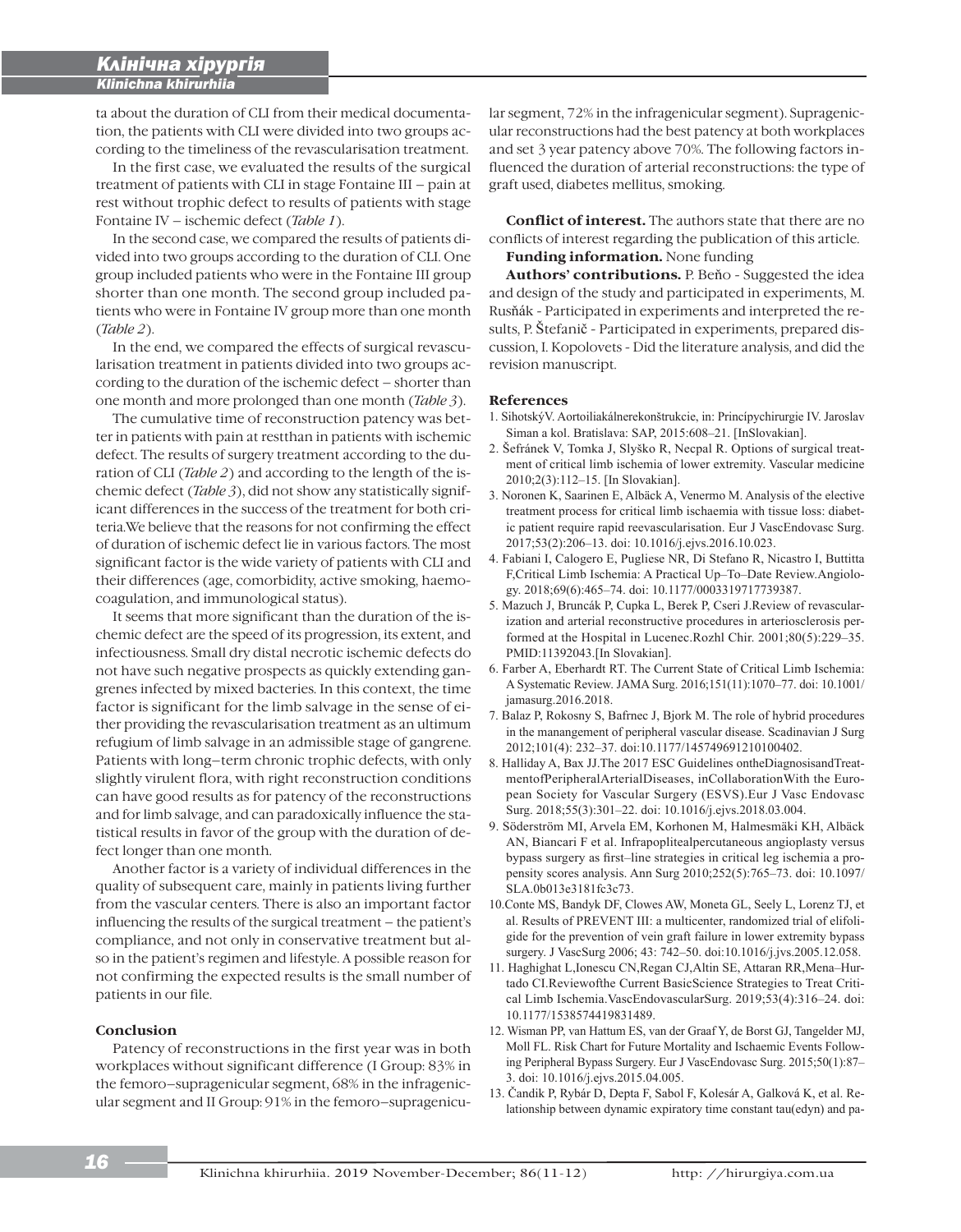ta about the duration of CLI from their medical documentation, the patients with CLI were divided into two groups according to the timeliness of the revascularisation treatment.

In the first case, we evaluated the results of the surgical treatment of patients with CLI in stage Fontaine III – pain at rest without trophic defect to results of patients with stage Fontaine IV – ischemic defect (*Table 1*).

In the second case, we compared the results of patients divided into two groups according to the duration of CLI. One group included patients who were in the Fontaine III group shorter than one month. The second group included patients who were in Fontaine IV group more than one month (*Table 2*).

In the end, we compared the effects of surgical revascularisation treatment in patients divided into two groups according to the duration of the ischemic defect – shorter than one month and more prolonged than one month (*Table 3*).

The cumulative time of reconstruction patency was better in patients with pain at restthan in patients with ischemic defect. The results of surgery treatment according to the duration of CLI (*Table 2*) and according to the length of the ischemic defect (*Table 3*), did not show any statistically significant differences in the success of the treatment for both criteria.We believe that the reasons for not confirming the effect of duration of ischemic defect lie in various factors. The most significant factor is the wide variety of patients with CLI and their differences (age, comorbidity, active smoking, haemocoagulation, and immunological status).

It seems that more significant than the duration of the ischemic defect are the speed of its progression, its extent, and infectiousness. Small dry distal necrotic ischemic defects do not have such negative prospects as quickly extending gangrenes infected by mixed bacteries. In this context, the time factor is significant for the limb salvage in the sense of either providing the revascularisation treatment as an ultimum refugium of limb salvage in an admissible stage of gangrene. Patients with long–term chronic trophic defects, with only slightly virulent flora, with right reconstruction conditions can have good results as for patency of the reconstructions and for limb salvage, and can paradoxically influence the statistical results in favor of the group with the duration of defect longer than one month.

Another factor is a variety of individual differences in the quality of subsequent care, mainly in patients living further from the vascular centers. There is also an important factor influencing the results of the surgical treatment – the patient's compliance, and not only in conservative treatment but also in the patient's regimen and lifestyle. A possible reason for not confirming the expected results is the small number of patients in our file.

## Conclusion

Patency of reconstructions in the first year was in both workplaces without significant difference (I Group: 83% in the femoro–supragenicular segment, 68% in the infragenicular segment and II Group: 91% in the femoro–supragenicular segment, 72% in the infragenicular segment). Supragenicular reconstructions had the best patency at both workplaces and set 3 year patency above 70%. The following factors influenced the duration of arterial reconstructions: the type of graft used, diabetes mellitus, smoking.

**Conflict of interest.** The authors state that there are no conflicts of interest regarding the publication of this article.

**Funding information.** None funding

**Authors' contributions.** P. Beňo - Suggested the idea and design of the study and participated in experiments, M. Rusňák - Participated in experiments and interpreted the results, P. Štefanič - Participated in experiments, prepared discussion, I. Kopolovets - Did the literature analysis, and did the revision manuscript.

## References

1. SihotskýV. Aortoiliakálnerekonštrukcie, in: Princípychirurgie IV. Jaroslav Siman a kol. Bratislava: SAP, 2015:608–21. [InSlovakian].
2. Šefránek V, Tomka J, Slyško R, Necpal R. Options of surgical treatment of critical limb ischemia of lower extremity. Vascular medicine 2010;2(3):112–15. [In Slovakian].
3. Noronen K, Saarinen E, Albäck A, Venermo M. Analysis of the elective treatment process for critical limb ischaemia with tissue loss: diabetic patient require rapid reevascularisation. Eur J VascEndovasc Surg. 2017;53(2):206–13. doi: 10.1016/j.ejvs.2016.10.023.
4. Fabiani I, Calogero E, Pugliese NR, Di Stefano R, Nicastro I, Buttitta F,Critical Limb Ischemia: A Practical Up–To–Date Review.Angiology. 2018;69(6):465–74. doi: 10.1177/0003319717739387.
5. Mazuch J, Bruncák P, Cupka L, Berek P, Cseri J.Review of revascularization and arterial reconstructive procedures in arteriosclerosis performed at the Hospital in Lucenec.Rozhl Chir. 2001;80(5):229–35. PMID:11392043.[In Slovakian].
6. Farber A, Eberhardt RT. The Current State of Critical Limb Ischemia: A Systematic Review. JAMA Surg. 2016;151(11):1070–77. doi: 10.1001/jamasurg.2016.2018.
7. Balaz P, Rokosny S, Bafrnec J, Bjork M. The role of hybrid procedures in the manangement of peripheral vascular disease. Scadinavian J Surg 2012;101(4): 232–37. doi:10.1177/145749691210100402.
8. Halliday A, Bax JJ.The 2017 ESC Guidelines ontheDiagnosisandTreatmentofPeripheralArterialDiseases, inCollaborationWith the European Society for Vascular Surgery (ESVS).Eur J Vasc Endovasc Surg. 2018;55(3):301–22. doi: 10.1016/j.ejvs.2018.03.004.
9. Söderström MI, Arvela EM, Korhonen M, Halmesmäki KH, Albäck AN, Biancari F et al. Infrapoplitealpercutaneous angioplasty versus bypass surgery as first–line strategies in critical leg ischemia a propensity scores analysis. Ann Surg 2010;252(5):765–73. doi: 10.1097/SLA.0b013e3181fc3c73.
10. Conte MS, Bandyk DF, Clowes AW, Moneta GL, Seely L, Lorenz TJ, et al. Results of PREVENT III: a multicenter, randomized trial of elifoligide for the prevention of vein graft failure in lower extremity bypass surgery. J VascSurg 2006; 43: 742–50. doi:10.1016/j.jvs.2005.12.058.
11. Haghighat L,Ionescu CN,Regan CJ,Altin SE, Attaran RR,Mena–Hurtado CI.Reviewofthe Current BasicScience Strategies to Treat Critical Limb Ischemia.VascEndovascularSurg. 2019;53(4):316–24. doi: 10.1177/1538574419831489.
12. Wisman PP, van Hattum ES, van der Graaf Y, de Borst GJ, Tangelder MJ, Moll FL. Risk Chart for Future Mortality and Ischaemic Events Following Peripheral Bypass Surgery. Eur J VascEndovasc Surg. 2015;50(1):87–3. doi: 10.1016/j.ejvs.2015.04.005.
13. Čandík P, Rybár D, Depta F, Sabol F, Kolesár A, Galková K, et al. Relationship between dynamic expiratory time constant tau(edyn) and pa-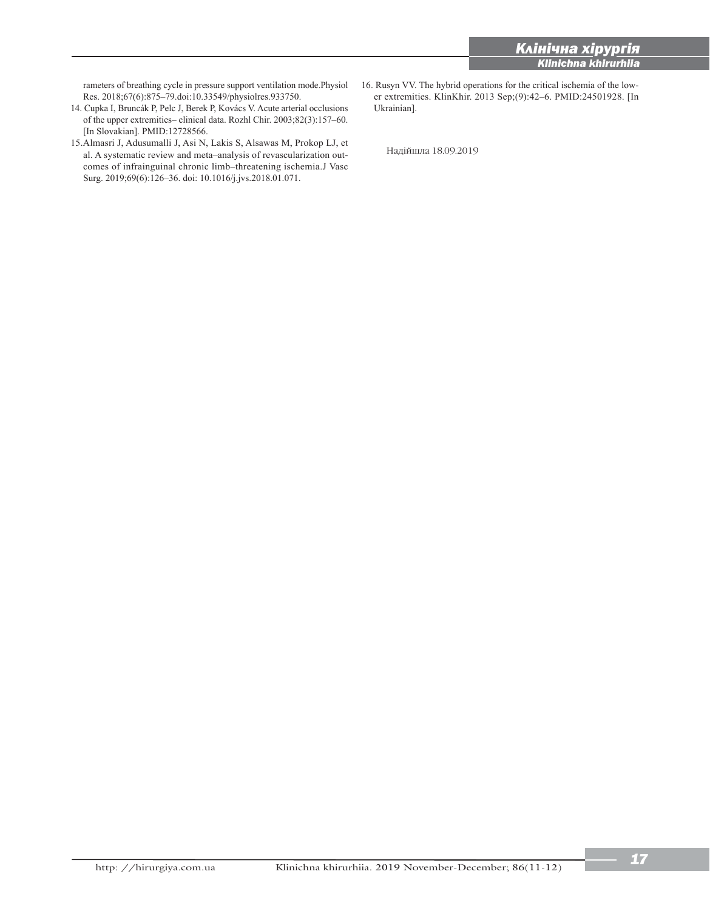rameters of breathing cycle in pressure support ventilation mode.Physiol Res. 2018;67(6):875–79.doi:10.33549/physiolres.933750.

14. Cupka I, Bruncák P, Pelc J, Berek P, Kovács V. Acute arterial occlusions of the upper extremities– clinical data. Rozhl Chir. 2003;82(3):157–60. [In Slovakian]. PMID:12728566.
15. Almasri J, Adusumalli J, Asi N, Lakis S, Alsawas M, Prokop LJ, et al. A systematic review and meta–analysis of revascularization outcomes of infrainguinal chronic limb–threatening ischemia.J Vasc Surg. 2019;69(6):126–36. doi: 10.1016/j.jvs.2018.01.071.
16. Rusyn VV. The hybrid operations for the critical ischemia of the lower extremities. KlinKhir. 2013 Sep;(9):42–6. PMID:24501928. [In Ukrainian].

Надійшла 18.09.2019